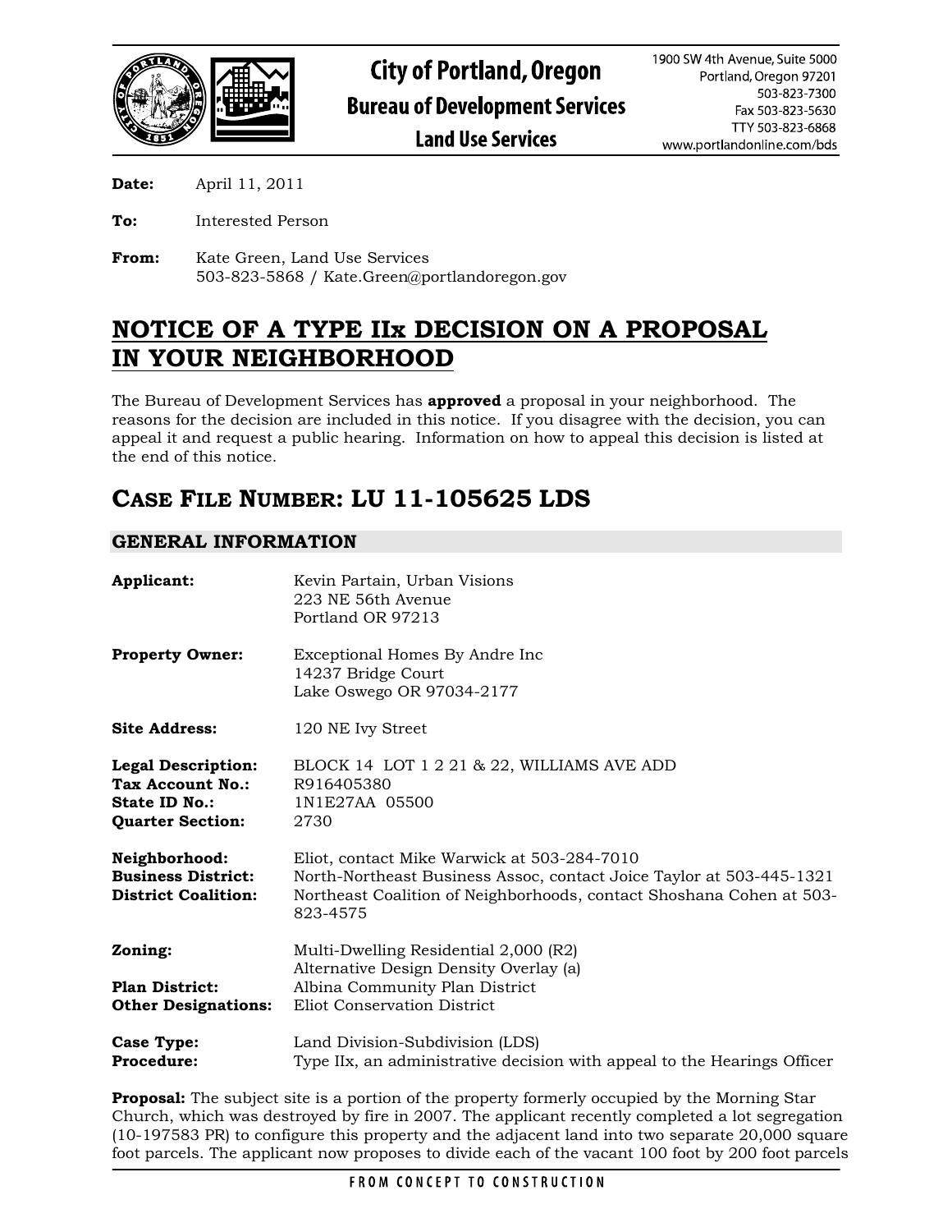# City of Portland, Oregon
## Bureau of Development Services
### Land Use Services

1900 SW 4th Avenue, Suite 5000
Portland, Oregon 97201
503-823-7300
Fax 503-823-5630
TTY 503-823-6868
www.portlandonline.com/bds

**Date:** April 11, 2011

**To:** Interested Person

**From:** Kate Green, Land Use Services
503-823-5868 / Kate.Green@portlandoregon.gov

# NOTICE OF A TYPE IIx DECISION ON A PROPOSAL IN YOUR NEIGHBORHOOD

The Bureau of Development Services has **approved** a proposal in your neighborhood. The reasons for the decision are included in this notice. If you disagree with the decision, you can appeal it and request a public hearing. Information on how to appeal this decision is listed at the end of this notice.

# CASE FILE NUMBER: LU 11-105625 LDS

## GENERAL INFORMATION

**Applicant:** Kevin Partain, Urban Visions
223 NE 56th Avenue
Portland OR 97213

**Property Owner:** Exceptional Homes By Andre Inc
14237 Bridge Court
Lake Oswego OR 97034-2177

**Site Address:** 120 NE Ivy Street

**Legal Description:** BLOCK 14 LOT 1 2 21 & 22, WILLIAMS AVE ADD
**Tax Account No.:** R916405380
**State ID No.:** 1N1E27AA 05500
**Quarter Section:** 2730

**Neighborhood:** Eliot, contact Mike Warwick at 503-284-7010
**Business District:** North-Northeast Business Assoc, contact Joice Taylor at 503-445-1321
**District Coalition:** Northeast Coalition of Neighborhoods, contact Shoshana Cohen at 503-823-4575

**Zoning:** Multi-Dwelling Residential 2,000 (R2)
Alternative Design Density Overlay (a)
**Plan District:** Albina Community Plan District
**Other Designations:** Eliot Conservation District

**Case Type:** Land Division-Subdivision (LDS)
**Procedure:** Type IIx, an administrative decision with appeal to the Hearings Officer

**Proposal:** The subject site is a portion of the property formerly occupied by the Morning Star Church, which was destroyed by fire in 2007. The applicant recently completed a lot segregation (10-197583 PR) to configure this property and the adjacent land into two separate 20,000 square foot parcels. The applicant now proposes to divide each of the vacant 100 foot by 200 foot parcels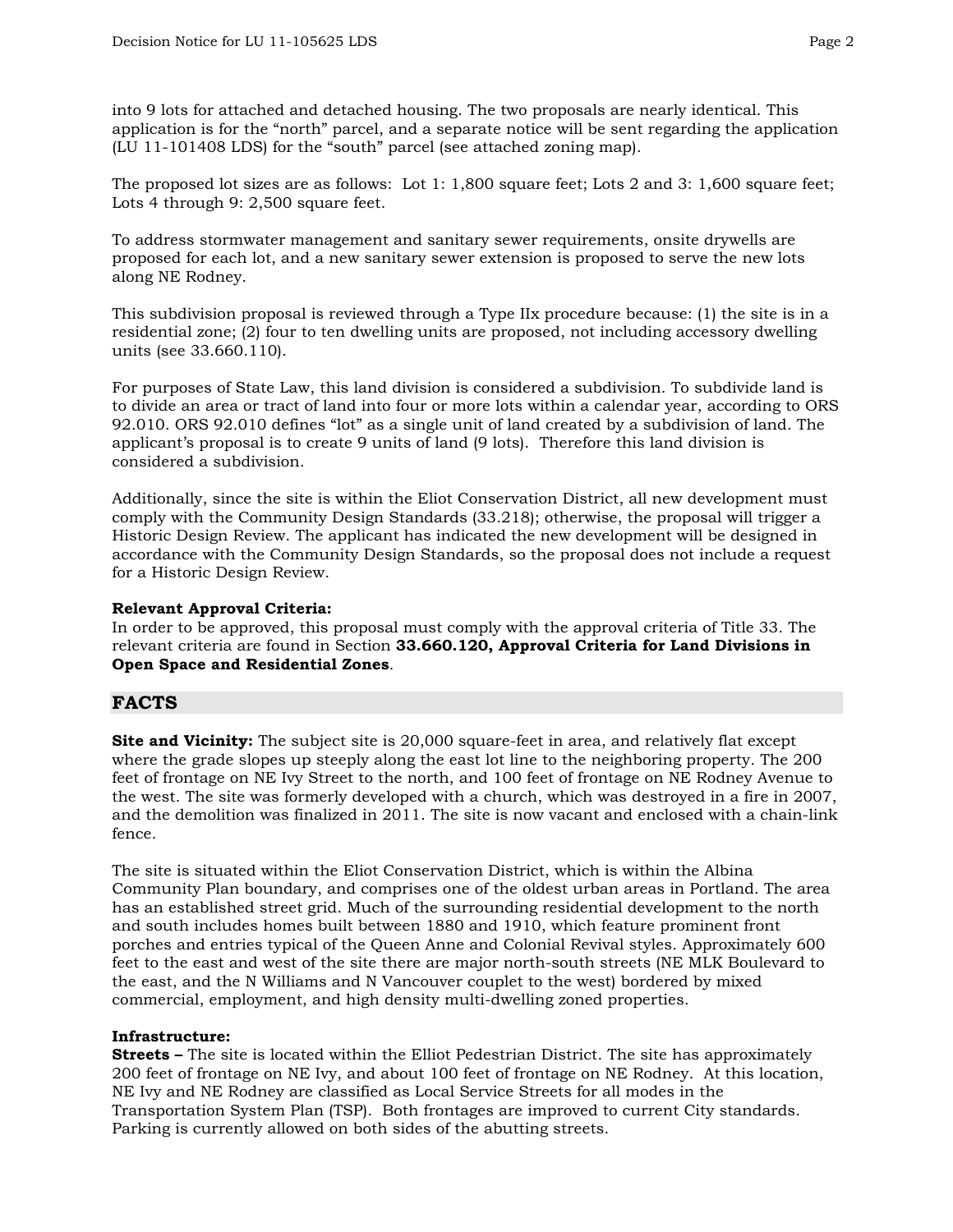into 9 lots for attached and detached housing. The two proposals are nearly identical. This application is for the "north" parcel, and a separate notice will be sent regarding the application (LU 11-101408 LDS) for the "south" parcel (see attached zoning map).

The proposed lot sizes are as follows: Lot 1: 1,800 square feet; Lots 2 and 3: 1,600 square feet; Lots 4 through 9: 2,500 square feet.

To address stormwater management and sanitary sewer requirements, onsite drywells are proposed for each lot, and a new sanitary sewer extension is proposed to serve the new lots along NE Rodney.

This subdivision proposal is reviewed through a Type IIx procedure because: (1) the site is in a residential zone; (2) four to ten dwelling units are proposed, not including accessory dwelling units (see 33.660.110).

For purposes of State Law, this land division is considered a subdivision. To subdivide land is to divide an area or tract of land into four or more lots within a calendar year, according to ORS 92.010. ORS 92.010 defines "lot" as a single unit of land created by a subdivision of land. The applicant's proposal is to create 9 units of land (9 lots). Therefore this land division is considered a subdivision.

Additionally, since the site is within the Eliot Conservation District, all new development must comply with the Community Design Standards (33.218); otherwise, the proposal will trigger a Historic Design Review. The applicant has indicated the new development will be designed in accordance with the Community Design Standards, so the proposal does not include a request for a Historic Design Review.

**Relevant Approval Criteria:**
In order to be approved, this proposal must comply with the approval criteria of Title 33. The relevant criteria are found in Section **33.660.120, Approval Criteria for Land Divisions in Open Space and Residential Zones**.

## FACTS

**Site and Vicinity:** The subject site is 20,000 square-feet in area, and relatively flat except where the grade slopes up steeply along the east lot line to the neighboring property. The 200 feet of frontage on NE Ivy Street to the north, and 100 feet of frontage on NE Rodney Avenue to the west. The site was formerly developed with a church, which was destroyed in a fire in 2007, and the demolition was finalized in 2011. The site is now vacant and enclosed with a chain-link fence.

The site is situated within the Eliot Conservation District, which is within the Albina Community Plan boundary, and comprises one of the oldest urban areas in Portland. The area has an established street grid. Much of the surrounding residential development to the north and south includes homes built between 1880 and 1910, which feature prominent front porches and entries typical of the Queen Anne and Colonial Revival styles. Approximately 600 feet to the east and west of the site there are major north-south streets (NE MLK Boulevard to the east, and the N Williams and N Vancouver couplet to the west) bordered by mixed commercial, employment, and high density multi-dwelling zoned properties.

**Infrastructure:**
**Streets –** The site is located within the Elliot Pedestrian District. The site has approximately 200 feet of frontage on NE Ivy, and about 100 feet of frontage on NE Rodney. At this location, NE Ivy and NE Rodney are classified as Local Service Streets for all modes in the Transportation System Plan (TSP). Both frontages are improved to current City standards. Parking is currently allowed on both sides of the abutting streets.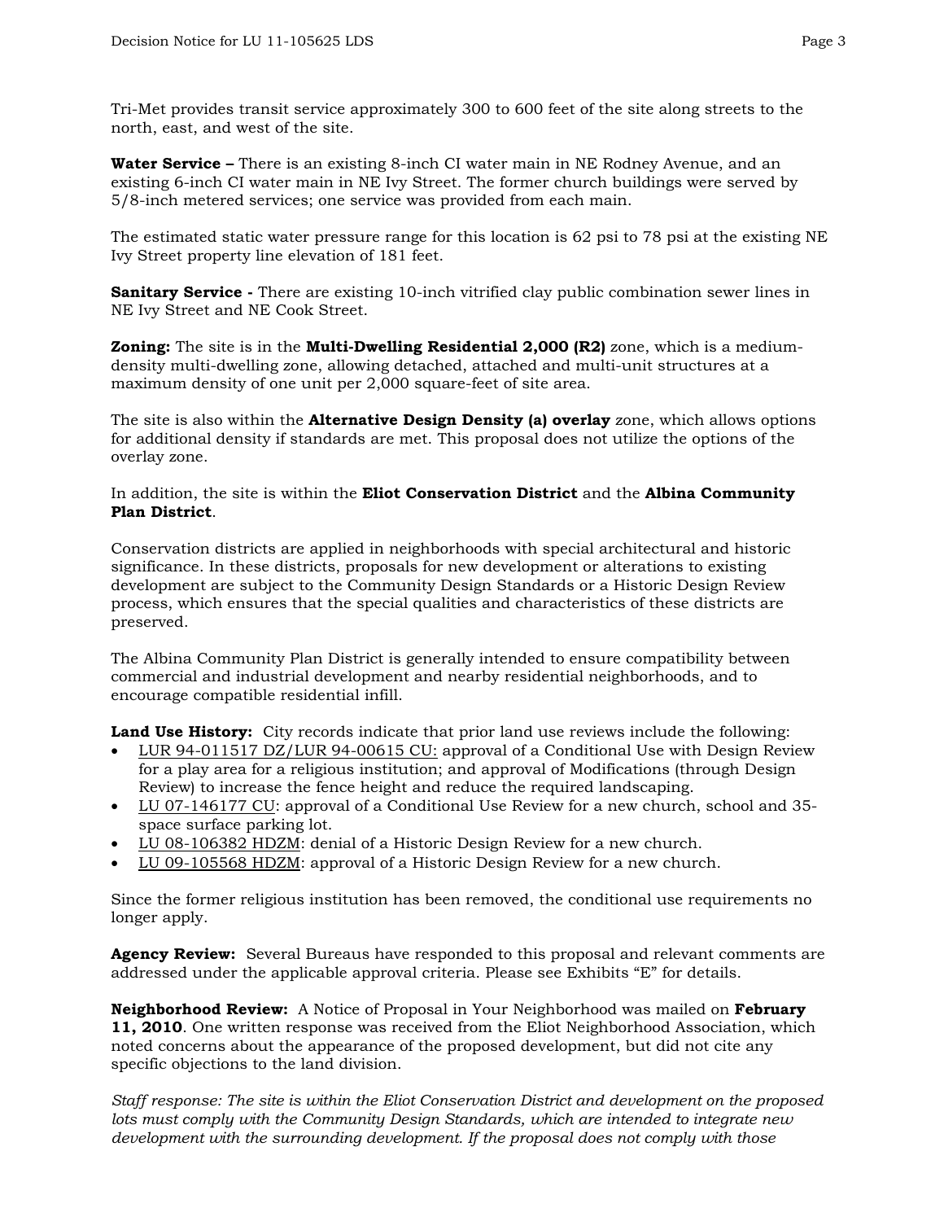Tri-Met provides transit service approximately 300 to 600 feet of the site along streets to the north, east, and west of the site.

**Water Service –** There is an existing 8-inch CI water main in NE Rodney Avenue, and an existing 6-inch CI water main in NE Ivy Street. The former church buildings were served by 5/8-inch metered services; one service was provided from each main.

The estimated static water pressure range for this location is 62 psi to 78 psi at the existing NE Ivy Street property line elevation of 181 feet.

**Sanitary Service -** There are existing 10-inch vitrified clay public combination sewer lines in NE Ivy Street and NE Cook Street.

**Zoning:** The site is in the **Multi-Dwelling Residential 2,000 (R2)** zone, which is a medium-density multi-dwelling zone, allowing detached, attached and multi-unit structures at a maximum density of one unit per 2,000 square-feet of site area.

The site is also within the **Alternative Design Density (a) overlay** zone, which allows options for additional density if standards are met. This proposal does not utilize the options of the overlay zone.

In addition, the site is within the **Eliot Conservation District** and the **Albina Community Plan District**.

Conservation districts are applied in neighborhoods with special architectural and historic significance. In these districts, proposals for new development or alterations to existing development are subject to the Community Design Standards or a Historic Design Review process, which ensures that the special qualities and characteristics of these districts are preserved.

The Albina Community Plan District is generally intended to ensure compatibility between commercial and industrial development and nearby residential neighborhoods, and to encourage compatible residential infill.

**Land Use History:** City records indicate that prior land use reviews include the following:

- LUR 94-011517 DZ/LUR 94-00615 CU: approval of a Conditional Use with Design Review for a play area for a religious institution; and approval of Modifications (through Design Review) to increase the fence height and reduce the required landscaping.
- LU 07-146177 CU: approval of a Conditional Use Review for a new church, school and 35-space surface parking lot.
- LU 08-106382 HDZM: denial of a Historic Design Review for a new church.
- LU 09-105568 HDZM: approval of a Historic Design Review for a new church.

Since the former religious institution has been removed, the conditional use requirements no longer apply.

**Agency Review:** Several Bureaus have responded to this proposal and relevant comments are addressed under the applicable approval criteria. Please see Exhibits "E" for details.

**Neighborhood Review:** A Notice of Proposal in Your Neighborhood was mailed on **February 11, 2010**. One written response was received from the Eliot Neighborhood Association, which noted concerns about the appearance of the proposed development, but did not cite any specific objections to the land division.

*Staff response: The site is within the Eliot Conservation District and development on the proposed lots must comply with the Community Design Standards, which are intended to integrate new development with the surrounding development. If the proposal does not comply with those*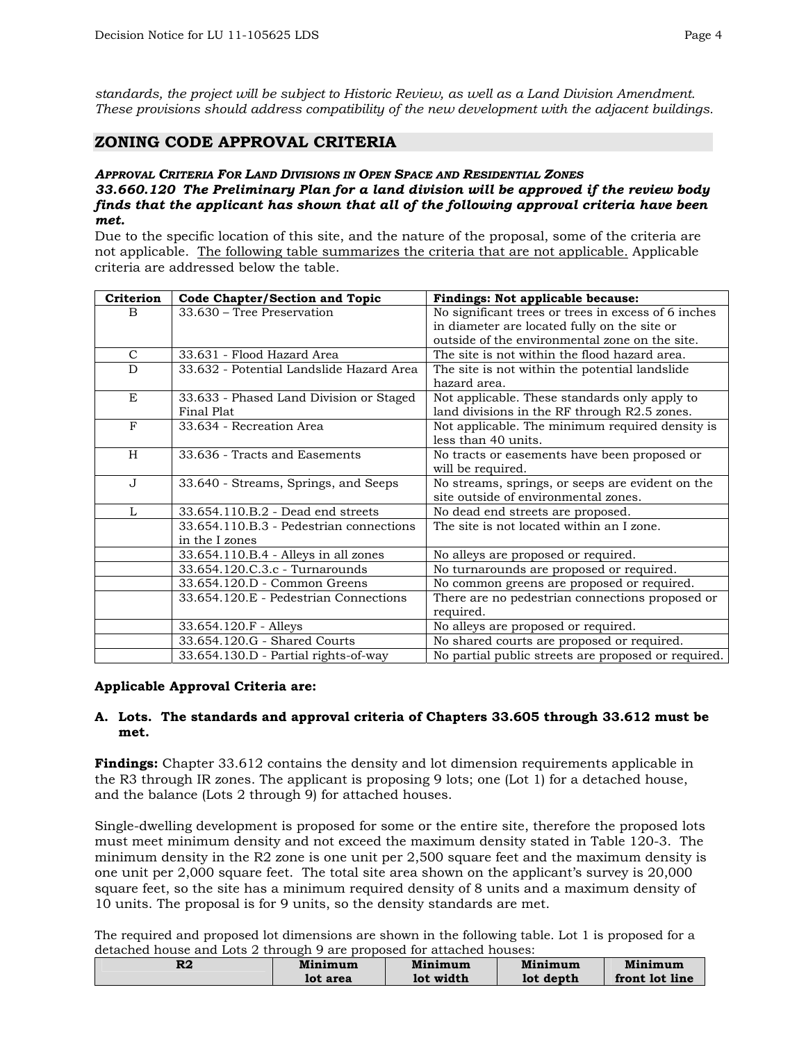*standards, the project will be subject to Historic Review, as well as a Land Division Amendment. These provisions should address compatibility of the new development with the adjacent buildings.*

## ZONING CODE APPROVAL CRITERIA

***APPROVAL CRITERIA FOR LAND DIVISIONS IN OPEN SPACE AND RESIDENTIAL ZONES***
***33.660.120 The Preliminary Plan for a land division will be approved if the review body finds that the applicant has shown that all of the following approval criteria have been met.***

Due to the specific location of this site, and the nature of the proposal, some of the criteria are not applicable. The following table summarizes the criteria that are not applicable. Applicable criteria are addressed below the table.

| Criterion | Code Chapter/Section and Topic | Findings: Not applicable because: |
|---|---|---|
| B | 33.630 – Tree Preservation | No significant trees or trees in excess of 6 inches in diameter are located fully on the site or outside of the environmental zone on the site. |
| C | 33.631 - Flood Hazard Area | The site is not within the flood hazard area. |
| D | 33.632 - Potential Landslide Hazard Area | The site is not within the potential landslide hazard area. |
| E | 33.633 - Phased Land Division or Staged Final Plat | Not applicable. These standards only apply to land divisions in the RF through R2.5 zones. |
| F | 33.634 - Recreation Area | Not applicable. The minimum required density is less than 40 units. |
| H | 33.636 - Tracts and Easements | No tracts or easements have been proposed or will be required. |
| J | 33.640 - Streams, Springs, and Seeps | No streams, springs, or seeps are evident on the site outside of environmental zones. |
| L | 33.654.110.B.2 - Dead end streets | No dead end streets are proposed. |
| | 33.654.110.B.3 - Pedestrian connections in the I zones | The site is not located within an I zone. |
| | 33.654.110.B.4 - Alleys in all zones | No alleys are proposed or required. |
| | 33.654.120.C.3.c - Turnarounds | No turnarounds are proposed or required. |
| | 33.654.120.D - Common Greens | No common greens are proposed or required. |
| | 33.654.120.E - Pedestrian Connections | There are no pedestrian connections proposed or required. |
| | 33.654.120.F - Alleys | No alleys are proposed or required. |
| | 33.654.120.G - Shared Courts | No shared courts are proposed or required. |
| | 33.654.130.D - Partial rights-of-way | No partial public streets are proposed or required. |

**Applicable Approval Criteria are:**

**A. Lots. The standards and approval criteria of Chapters 33.605 through 33.612 must be met.**

**Findings:** Chapter 33.612 contains the density and lot dimension requirements applicable in the R3 through IR zones. The applicant is proposing 9 lots; one (Lot 1) for a detached house, and the balance (Lots 2 through 9) for attached houses.

Single-dwelling development is proposed for some or the entire site, therefore the proposed lots must meet minimum density and not exceed the maximum density stated in Table 120-3. The minimum density in the R2 zone is one unit per 2,500 square feet and the maximum density is one unit per 2,000 square feet. The total site area shown on the applicant's survey is 20,000 square feet, so the site has a minimum required density of 8 units and a maximum density of 10 units. The proposal is for 9 units, so the density standards are met.

The required and proposed lot dimensions are shown in the following table. Lot 1 is proposed for a detached house and Lots 2 through 9 are proposed for attached houses:

| R2 | Minimum lot area | Minimum lot width | Minimum lot depth | Minimum front lot line |
|---|---|---|---|---|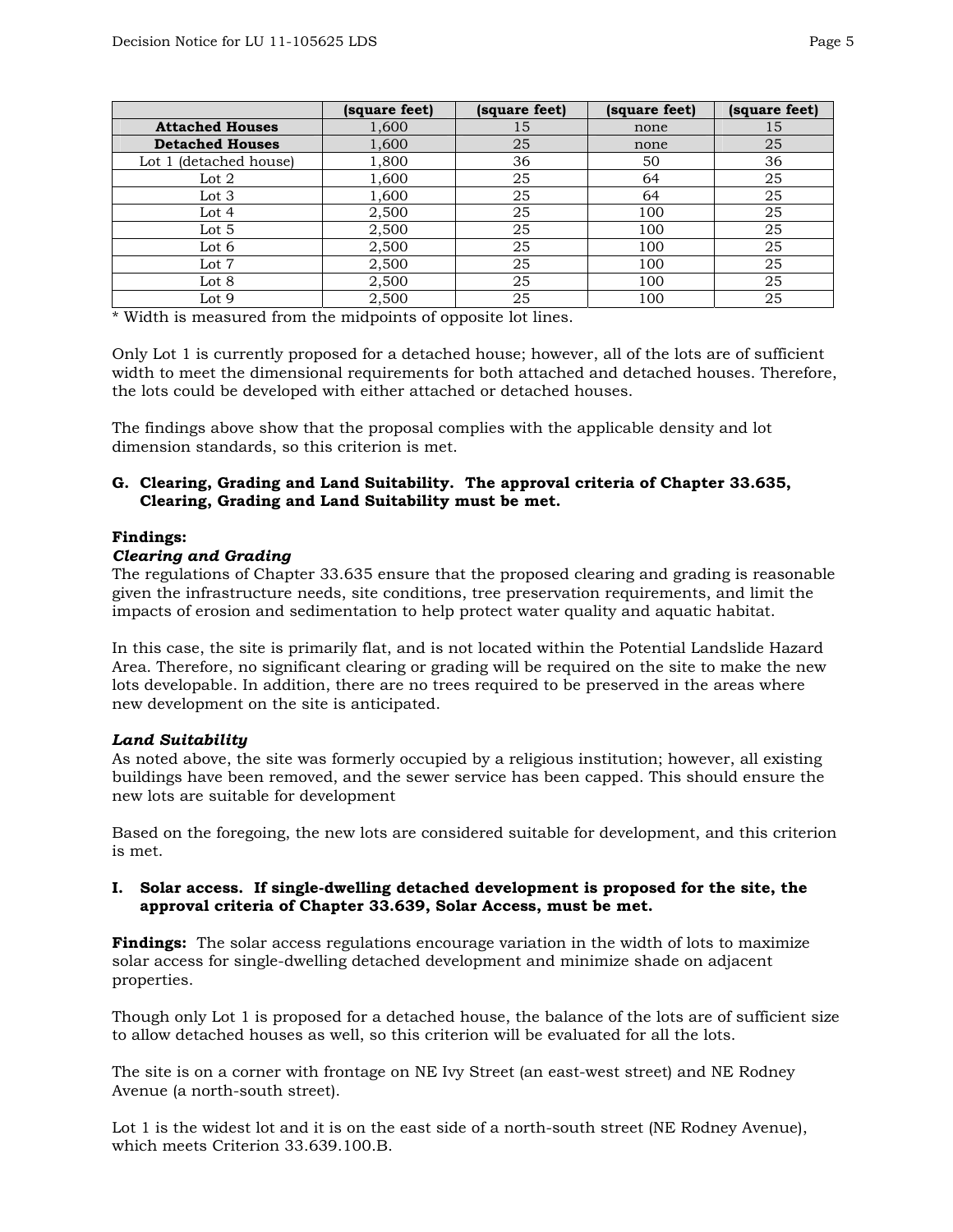| | (square feet) | (square feet) | (square feet) | (square feet) |
|---|---|---|---|---|
| **Attached Houses** | 1,600 | 15 | none | 15 |
| **Detached Houses** | 1,600 | 25 | none | 25 |
| Lot 1 (detached house) | 1,800 | 36 | 50 | 36 |
| Lot 2 | 1,600 | 25 | 64 | 25 |
| Lot 3 | 1,600 | 25 | 64 | 25 |
| Lot 4 | 2,500 | 25 | 100 | 25 |
| Lot 5 | 2,500 | 25 | 100 | 25 |
| Lot 6 | 2,500 | 25 | 100 | 25 |
| Lot 7 | 2,500 | 25 | 100 | 25 |
| Lot 8 | 2,500 | 25 | 100 | 25 |
| Lot 9 | 2,500 | 25 | 100 | 25 |

* Width is measured from the midpoints of opposite lot lines.

Only Lot 1 is currently proposed for a detached house; however, all of the lots are of sufficient width to meet the dimensional requirements for both attached and detached houses. Therefore, the lots could be developed with either attached or detached houses.

The findings above show that the proposal complies with the applicable density and lot dimension standards, so this criterion is met.

**G. Clearing, Grading and Land Suitability. The approval criteria of Chapter 33.635, Clearing, Grading and Land Suitability must be met.**

**Findings:**

***Clearing and Grading***

The regulations of Chapter 33.635 ensure that the proposed clearing and grading is reasonable given the infrastructure needs, site conditions, tree preservation requirements, and limit the impacts of erosion and sedimentation to help protect water quality and aquatic habitat.

In this case, the site is primarily flat, and is not located within the Potential Landslide Hazard Area. Therefore, no significant clearing or grading will be required on the site to make the new lots developable. In addition, there are no trees required to be preserved in the areas where new development on the site is anticipated.

***Land Suitability***

As noted above, the site was formerly occupied by a religious institution; however, all existing buildings have been removed, and the sewer service has been capped. This should ensure the new lots are suitable for development

Based on the foregoing, the new lots are considered suitable for development, and this criterion is met.

**I. Solar access. If single-dwelling detached development is proposed for the site, the approval criteria of Chapter 33.639, Solar Access, must be met.**

**Findings:** The solar access regulations encourage variation in the width of lots to maximize solar access for single-dwelling detached development and minimize shade on adjacent properties.

Though only Lot 1 is proposed for a detached house, the balance of the lots are of sufficient size to allow detached houses as well, so this criterion will be evaluated for all the lots.

The site is on a corner with frontage on NE Ivy Street (an east-west street) and NE Rodney Avenue (a north-south street).

Lot 1 is the widest lot and it is on the east side of a north-south street (NE Rodney Avenue), which meets Criterion 33.639.100.B.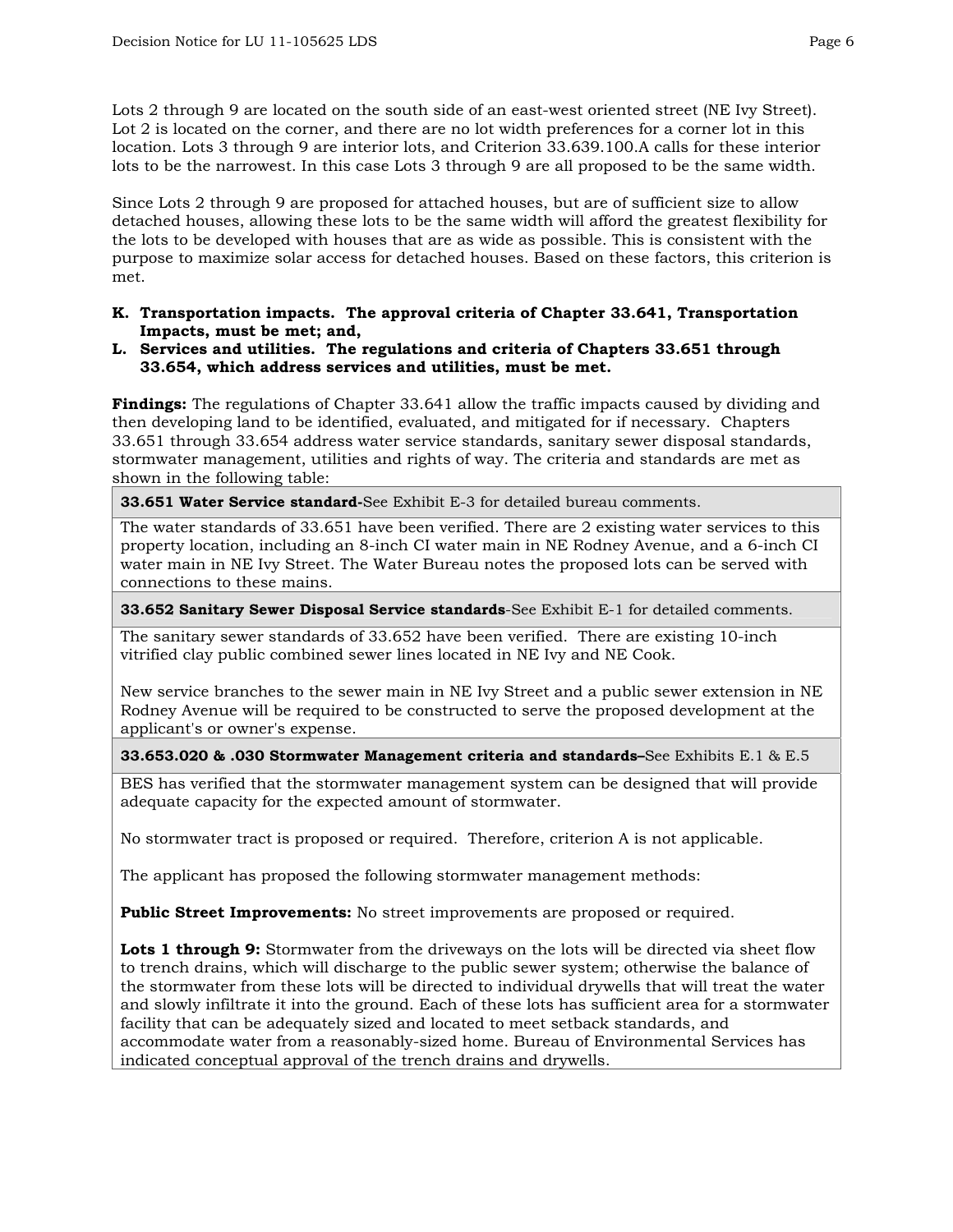Lots 2 through 9 are located on the south side of an east-west oriented street (NE Ivy Street). Lot 2 is located on the corner, and there are no lot width preferences for a corner lot in this location. Lots 3 through 9 are interior lots, and Criterion 33.639.100.A calls for these interior lots to be the narrowest. In this case Lots 3 through 9 are all proposed to be the same width.

Since Lots 2 through 9 are proposed for attached houses, but are of sufficient size to allow detached houses, allowing these lots to be the same width will afford the greatest flexibility for the lots to be developed with houses that are as wide as possible. This is consistent with the purpose to maximize solar access for detached houses. Based on these factors, this criterion is met.

**K. Transportation impacts. The approval criteria of Chapter 33.641, Transportation Impacts, must be met; and,**

**L. Services and utilities. The regulations and criteria of Chapters 33.651 through 33.654, which address services and utilities, must be met.**

**Findings:** The regulations of Chapter 33.641 allow the traffic impacts caused by dividing and then developing land to be identified, evaluated, and mitigated for if necessary. Chapters 33.651 through 33.654 address water service standards, sanitary sewer disposal standards, stormwater management, utilities and rights of way. The criteria and standards are met as shown in the following table:

| **33.651 Water Service standard-**See Exhibit E-3 for detailed bureau comments. |
|---|
| The water standards of 33.651 have been verified. There are 2 existing water services to this property location, including an 8-inch CI water main in NE Rodney Avenue, and a 6-inch CI water main in NE Ivy Street. The Water Bureau notes the proposed lots can be served with connections to these mains. |
| **33.652 Sanitary Sewer Disposal Service standards**-See Exhibit E-1 for detailed comments. |
| The sanitary sewer standards of 33.652 have been verified. There are existing 10-inch vitrified clay public combined sewer lines located in NE Ivy and NE Cook.<br><br>New service branches to the sewer main in NE Ivy Street and a public sewer extension in NE Rodney Avenue will be required to be constructed to serve the proposed development at the applicant's or owner's expense. |
| **33.653.020 & .030 Stormwater Management criteria and standards–**See Exhibits E.1 & E.5 |
| BES has verified that the stormwater management system can be designed that will provide adequate capacity for the expected amount of stormwater.<br><br>No stormwater tract is proposed or required. Therefore, criterion A is not applicable.<br><br>The applicant has proposed the following stormwater management methods:<br><br>**Public Street Improvements:** No street improvements are proposed or required.<br><br>**Lots 1 through 9:** Stormwater from the driveways on the lots will be directed via sheet flow to trench drains, which will discharge to the public sewer system; otherwise the balance of the stormwater from these lots will be directed to individual drywells that will treat the water and slowly infiltrate it into the ground. Each of these lots has sufficient area for a stormwater facility that can be adequately sized and located to meet setback standards, and accommodate water from a reasonably-sized home. Bureau of Environmental Services has indicated conceptual approval of the trench drains and drywells. |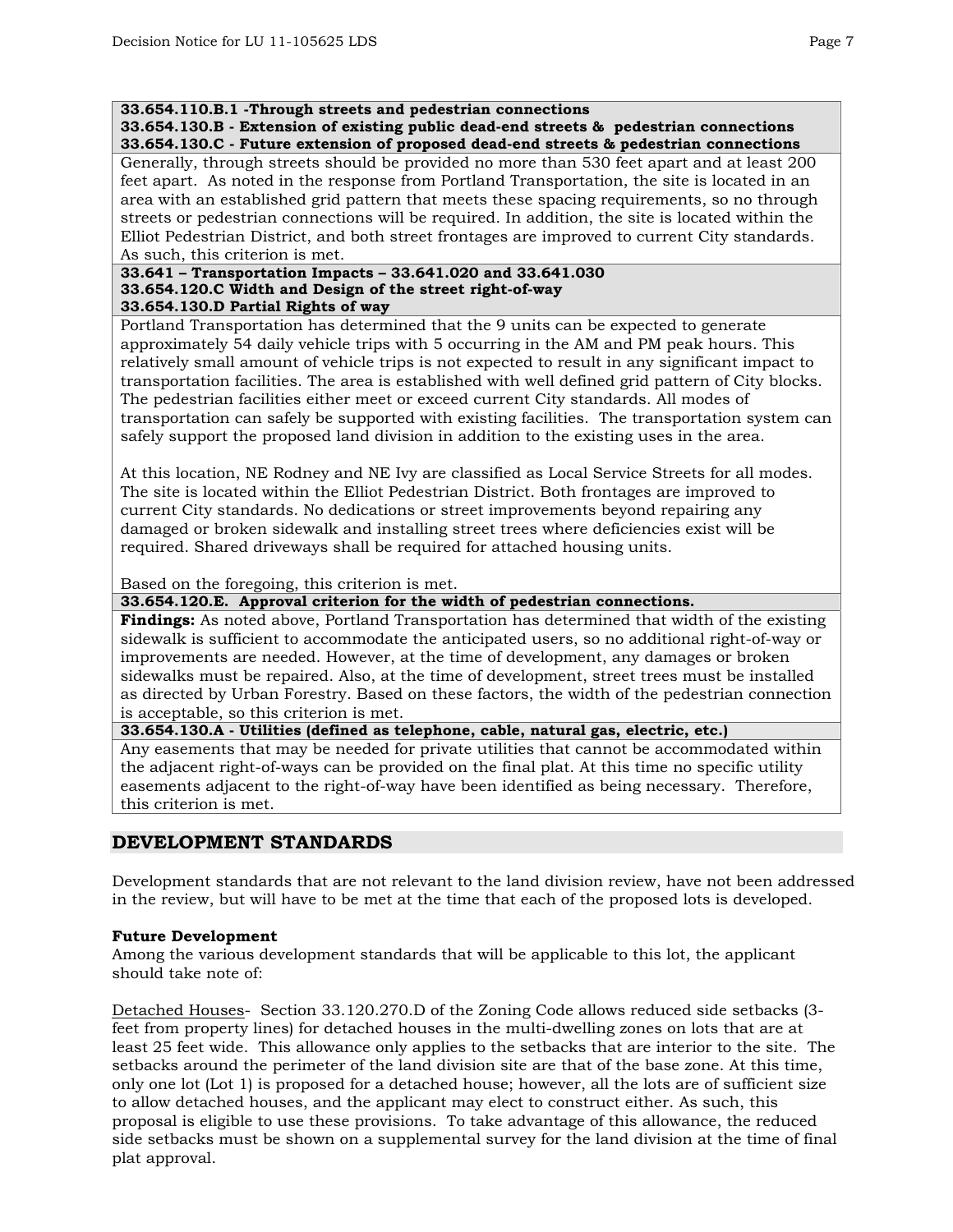| **33.654.110.B.1 -Through streets and pedestrian connections**<br>**33.654.130.B - Extension of existing public dead-end streets & pedestrian connections**<br>**33.654.130.C - Future extension of proposed dead-end streets & pedestrian connections** |
|---|
| Generally, through streets should be provided no more than 530 feet apart and at least 200 feet apart. As noted in the response from Portland Transportation, the site is located in an area with an established grid pattern that meets these spacing requirements, so no through streets or pedestrian connections will be required. In addition, the site is located within the Elliot Pedestrian District, and both street frontages are improved to current City standards. As such, this criterion is met. |
| **33.641 – Transportation Impacts – 33.641.020 and 33.641.030**<br>**33.654.120.C Width and Design of the street right-of-way**<br>**33.654.130.D Partial Rights of way** |
| Portland Transportation has determined that the 9 units can be expected to generate approximately 54 daily vehicle trips with 5 occurring in the AM and PM peak hours. This relatively small amount of vehicle trips is not expected to result in any significant impact to transportation facilities. The area is established with well defined grid pattern of City blocks. The pedestrian facilities either meet or exceed current City standards. All modes of transportation can safely be supported with existing facilities. The transportation system can safely support the proposed land division in addition to the existing uses in the area.<br><br>At this location, NE Rodney and NE Ivy are classified as Local Service Streets for all modes. The site is located within the Elliot Pedestrian District. Both frontages are improved to current City standards. No dedications or street improvements beyond repairing any damaged or broken sidewalk and installing street trees where deficiencies exist will be required. Shared driveways shall be required for attached housing units.<br><br>Based on the foregoing, this criterion is met. |
| **33.654.120.E. Approval criterion for the width of pedestrian connections.** |
| **Findings:** As noted above, Portland Transportation has determined that width of the existing sidewalk is sufficient to accommodate the anticipated users, so no additional right-of-way or improvements are needed. However, at the time of development, any damages or broken sidewalks must be repaired. Also, at the time of development, street trees must be installed as directed by Urban Forestry. Based on these factors, the width of the pedestrian connection is acceptable, so this criterion is met. |
| **33.654.130.A - Utilities (defined as telephone, cable, natural gas, electric, etc.)** |
| Any easements that may be needed for private utilities that cannot be accommodated within the adjacent right-of-ways can be provided on the final plat. At this time no specific utility easements adjacent to the right-of-way have been identified as being necessary. Therefore, this criterion is met. |

## DEVELOPMENT STANDARDS

Development standards that are not relevant to the land division review, have not been addressed in the review, but will have to be met at the time that each of the proposed lots is developed.

**Future Development**

Among the various development standards that will be applicable to this lot, the applicant should take note of:

Detached Houses- Section 33.120.270.D of the Zoning Code allows reduced side setbacks (3-feet from property lines) for detached houses in the multi-dwelling zones on lots that are at least 25 feet wide. This allowance only applies to the setbacks that are interior to the site. The setbacks around the perimeter of the land division site are that of the base zone. At this time, only one lot (Lot 1) is proposed for a detached house; however, all the lots are of sufficient size to allow detached houses, and the applicant may elect to construct either. As such, this proposal is eligible to use these provisions. To take advantage of this allowance, the reduced side setbacks must be shown on a supplemental survey for the land division at the time of final plat approval.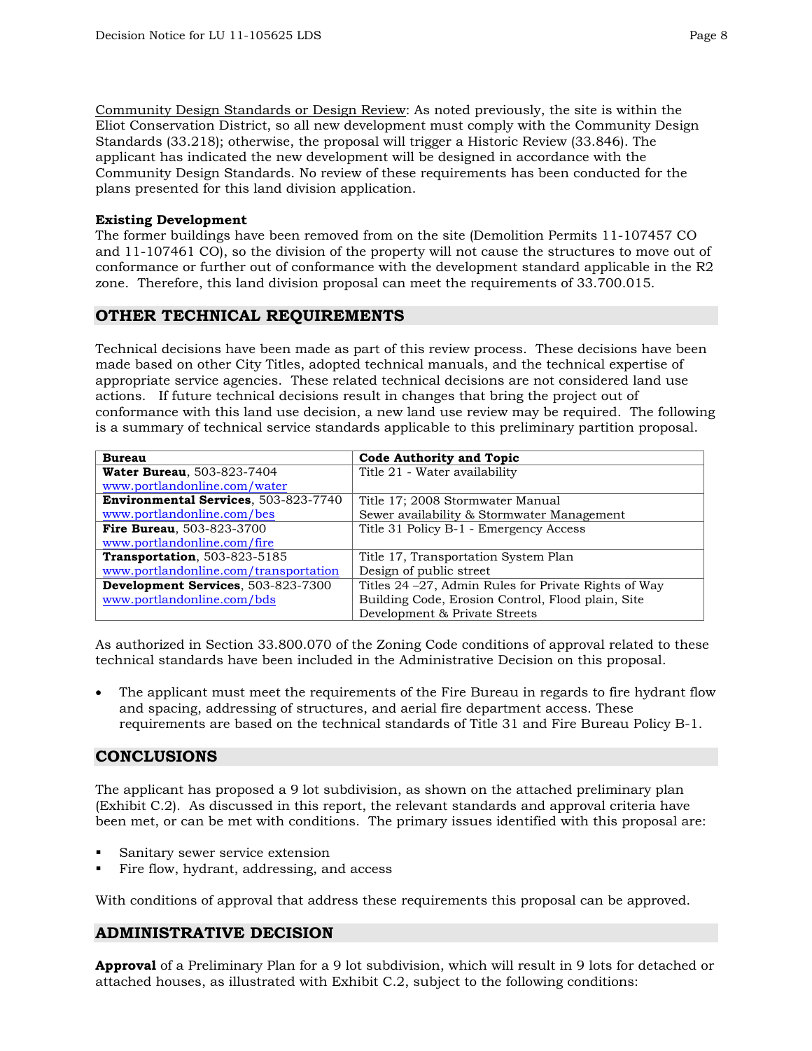Community Design Standards or Design Review: As noted previously, the site is within the Eliot Conservation District, so all new development must comply with the Community Design Standards (33.218); otherwise, the proposal will trigger a Historic Review (33.846). The applicant has indicated the new development will be designed in accordance with the Community Design Standards. No review of these requirements has been conducted for the plans presented for this land division application.

**Existing Development**

The former buildings have been removed from on the site (Demolition Permits 11-107457 CO and 11-107461 CO), so the division of the property will not cause the structures to move out of conformance or further out of conformance with the development standard applicable in the R2 zone. Therefore, this land division proposal can meet the requirements of 33.700.015.

## OTHER TECHNICAL REQUIREMENTS

Technical decisions have been made as part of this review process. These decisions have been made based on other City Titles, adopted technical manuals, and the technical expertise of appropriate service agencies. These related technical decisions are not considered land use actions. If future technical decisions result in changes that bring the project out of conformance with this land use decision, a new land use review may be required. The following is a summary of technical service standards applicable to this preliminary partition proposal.

| Bureau | Code Authority and Topic |
|---|---|
| **Water Bureau**, 503-823-7404 www.portlandonline.com/water | Title 21 - Water availability |
| **Environmental Services**, 503-823-7740 www.portlandonline.com/bes | Title 17; 2008 Stormwater Manual Sewer availability & Stormwater Management |
| **Fire Bureau**, 503-823-3700 www.portlandonline.com/fire | Title 31 Policy B-1 - Emergency Access |
| **Transportation**, 503-823-5185 www.portlandonline.com/transportation | Title 17, Transportation System Plan Design of public street |
| **Development Services**, 503-823-7300 www.portlandonline.com/bds | Titles 24 –27, Admin Rules for Private Rights of Way Building Code, Erosion Control, Flood plain, Site Development & Private Streets |

As authorized in Section 33.800.070 of the Zoning Code conditions of approval related to these technical standards have been included in the Administrative Decision on this proposal.

- The applicant must meet the requirements of the Fire Bureau in regards to fire hydrant flow and spacing, addressing of structures, and aerial fire department access. These requirements are based on the technical standards of Title 31 and Fire Bureau Policy B-1.

## CONCLUSIONS

The applicant has proposed a 9 lot subdivision, as shown on the attached preliminary plan (Exhibit C.2). As discussed in this report, the relevant standards and approval criteria have been met, or can be met with conditions. The primary issues identified with this proposal are:

- Sanitary sewer service extension
- Fire flow, hydrant, addressing, and access

With conditions of approval that address these requirements this proposal can be approved.

## ADMINISTRATIVE DECISION

**Approval** of a Preliminary Plan for a 9 lot subdivision, which will result in 9 lots for detached or attached houses, as illustrated with Exhibit C.2, subject to the following conditions: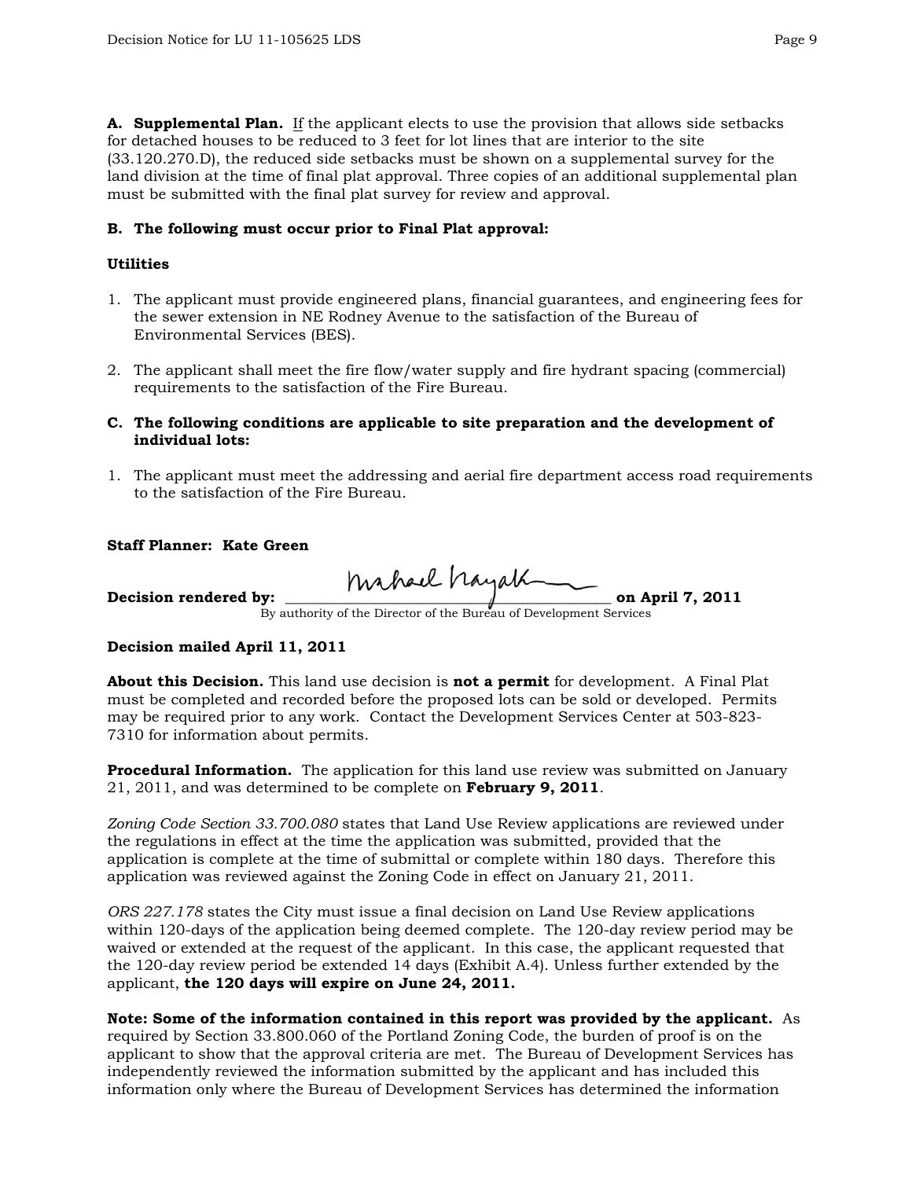**A. Supplemental Plan.** If the applicant elects to use the provision that allows side setbacks for detached houses to be reduced to 3 feet for lot lines that are interior to the site (33.120.270.D), the reduced side setbacks must be shown on a supplemental survey for the land division at the time of final plat approval. Three copies of an additional supplemental plan must be submitted with the final plat survey for review and approval.

**B. The following must occur prior to Final Plat approval:**

**Utilities**

1. The applicant must provide engineered plans, financial guarantees, and engineering fees for the sewer extension in NE Rodney Avenue to the satisfaction of the Bureau of Environmental Services (BES).

2. The applicant shall meet the fire flow/water supply and fire hydrant spacing (commercial) requirements to the satisfaction of the Fire Bureau.

**C. The following conditions are applicable to site preparation and the development of individual lots:**

1. The applicant must meet the addressing and aerial fire department access road requirements to the satisfaction of the Fire Bureau.

**Staff Planner: Kate Green**

**Decision rendered by:** ______________________________ **on April 7, 2011**
By authority of the Director of the Bureau of Development Services

**Decision mailed April 11, 2011**

**About this Decision.** This land use decision is **not a permit** for development. A Final Plat must be completed and recorded before the proposed lots can be sold or developed. Permits may be required prior to any work. Contact the Development Services Center at 503-823-7310 for information about permits.

**Procedural Information.** The application for this land use review was submitted on January 21, 2011, and was determined to be complete on **February 9, 2011**.

*Zoning Code Section 33.700.080* states that Land Use Review applications are reviewed under the regulations in effect at the time the application was submitted, provided that the application is complete at the time of submittal or complete within 180 days. Therefore this application was reviewed against the Zoning Code in effect on January 21, 2011.

*ORS 227.178* states the City must issue a final decision on Land Use Review applications within 120-days of the application being deemed complete. The 120-day review period may be waived or extended at the request of the applicant. In this case, the applicant requested that the 120-day review period be extended 14 days (Exhibit A.4). Unless further extended by the applicant, **the 120 days will expire on June 24, 2011.**

**Note: Some of the information contained in this report was provided by the applicant.** As required by Section 33.800.060 of the Portland Zoning Code, the burden of proof is on the applicant to show that the approval criteria are met. The Bureau of Development Services has independently reviewed the information submitted by the applicant and has included this information only where the Bureau of Development Services has determined the information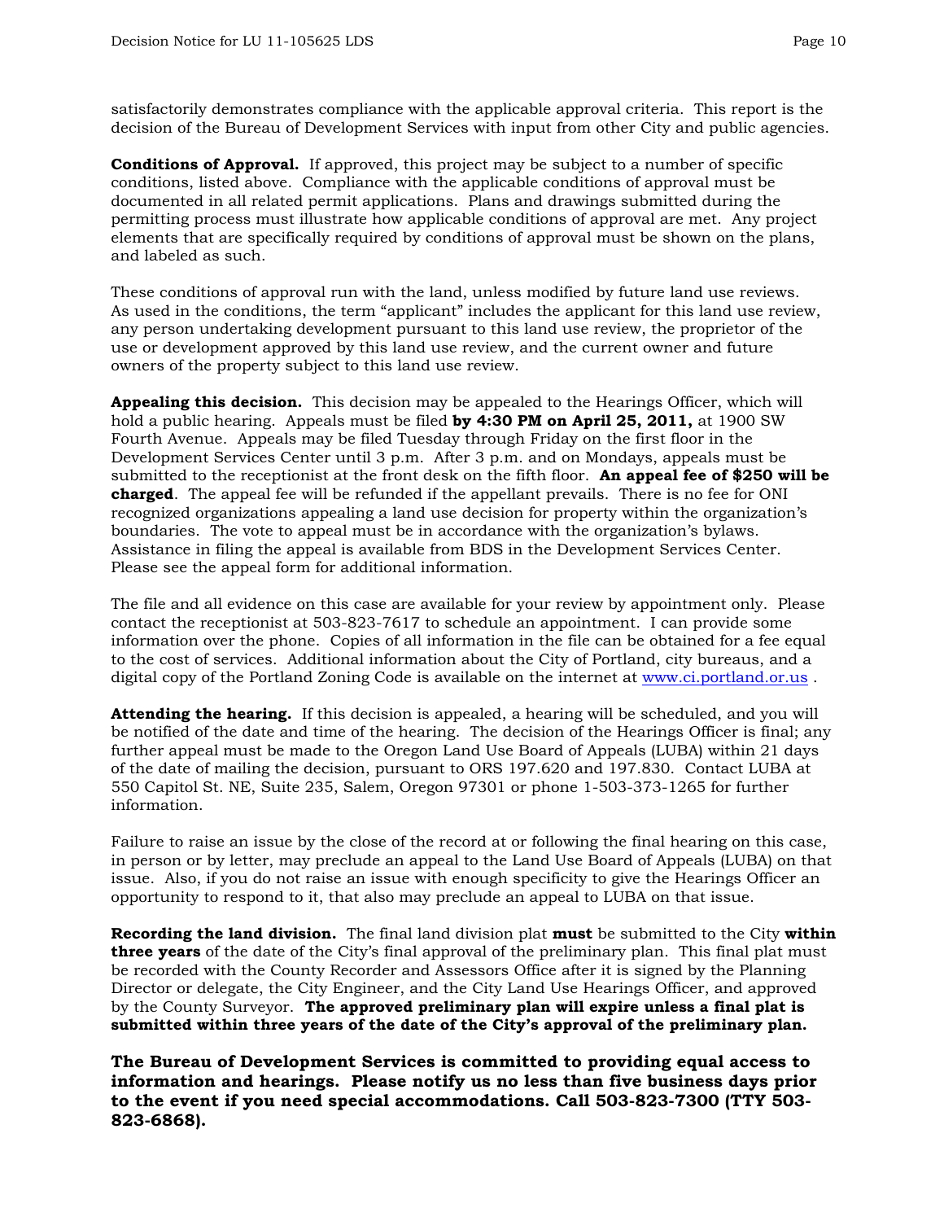satisfactorily demonstrates compliance with the applicable approval criteria. This report is the decision of the Bureau of Development Services with input from other City and public agencies.

**Conditions of Approval.** If approved, this project may be subject to a number of specific conditions, listed above. Compliance with the applicable conditions of approval must be documented in all related permit applications. Plans and drawings submitted during the permitting process must illustrate how applicable conditions of approval are met. Any project elements that are specifically required by conditions of approval must be shown on the plans, and labeled as such.

These conditions of approval run with the land, unless modified by future land use reviews. As used in the conditions, the term "applicant" includes the applicant for this land use review, any person undertaking development pursuant to this land use review, the proprietor of the use or development approved by this land use review, and the current owner and future owners of the property subject to this land use review.

**Appealing this decision.** This decision may be appealed to the Hearings Officer, which will hold a public hearing. Appeals must be filed **by 4:30 PM on April 25, 2011,** at 1900 SW Fourth Avenue. Appeals may be filed Tuesday through Friday on the first floor in the Development Services Center until 3 p.m. After 3 p.m. and on Mondays, appeals must be submitted to the receptionist at the front desk on the fifth floor. **An appeal fee of $250 will be charged**. The appeal fee will be refunded if the appellant prevails. There is no fee for ONI recognized organizations appealing a land use decision for property within the organization's boundaries. The vote to appeal must be in accordance with the organization's bylaws. Assistance in filing the appeal is available from BDS in the Development Services Center. Please see the appeal form for additional information.

The file and all evidence on this case are available for your review by appointment only. Please contact the receptionist at 503-823-7617 to schedule an appointment. I can provide some information over the phone. Copies of all information in the file can be obtained for a fee equal to the cost of services. Additional information about the City of Portland, city bureaus, and a digital copy of the Portland Zoning Code is available on the internet at [www.ci.portland.or.us](http://www.ci.portland.or.us) .

**Attending the hearing.** If this decision is appealed, a hearing will be scheduled, and you will be notified of the date and time of the hearing. The decision of the Hearings Officer is final; any further appeal must be made to the Oregon Land Use Board of Appeals (LUBA) within 21 days of the date of mailing the decision, pursuant to ORS 197.620 and 197.830. Contact LUBA at 550 Capitol St. NE, Suite 235, Salem, Oregon 97301 or phone 1-503-373-1265 for further information.

Failure to raise an issue by the close of the record at or following the final hearing on this case, in person or by letter, may preclude an appeal to the Land Use Board of Appeals (LUBA) on that issue. Also, if you do not raise an issue with enough specificity to give the Hearings Officer an opportunity to respond to it, that also may preclude an appeal to LUBA on that issue.

**Recording the land division.** The final land division plat **must** be submitted to the City **within three years** of the date of the City's final approval of the preliminary plan. This final plat must be recorded with the County Recorder and Assessors Office after it is signed by the Planning Director or delegate, the City Engineer, and the City Land Use Hearings Officer, and approved by the County Surveyor. **The approved preliminary plan will expire unless a final plat is submitted within three years of the date of the City's approval of the preliminary plan.**

**The Bureau of Development Services is committed to providing equal access to information and hearings. Please notify us no less than five business days prior to the event if you need special accommodations. Call 503-823-7300 (TTY 503-823-6868).**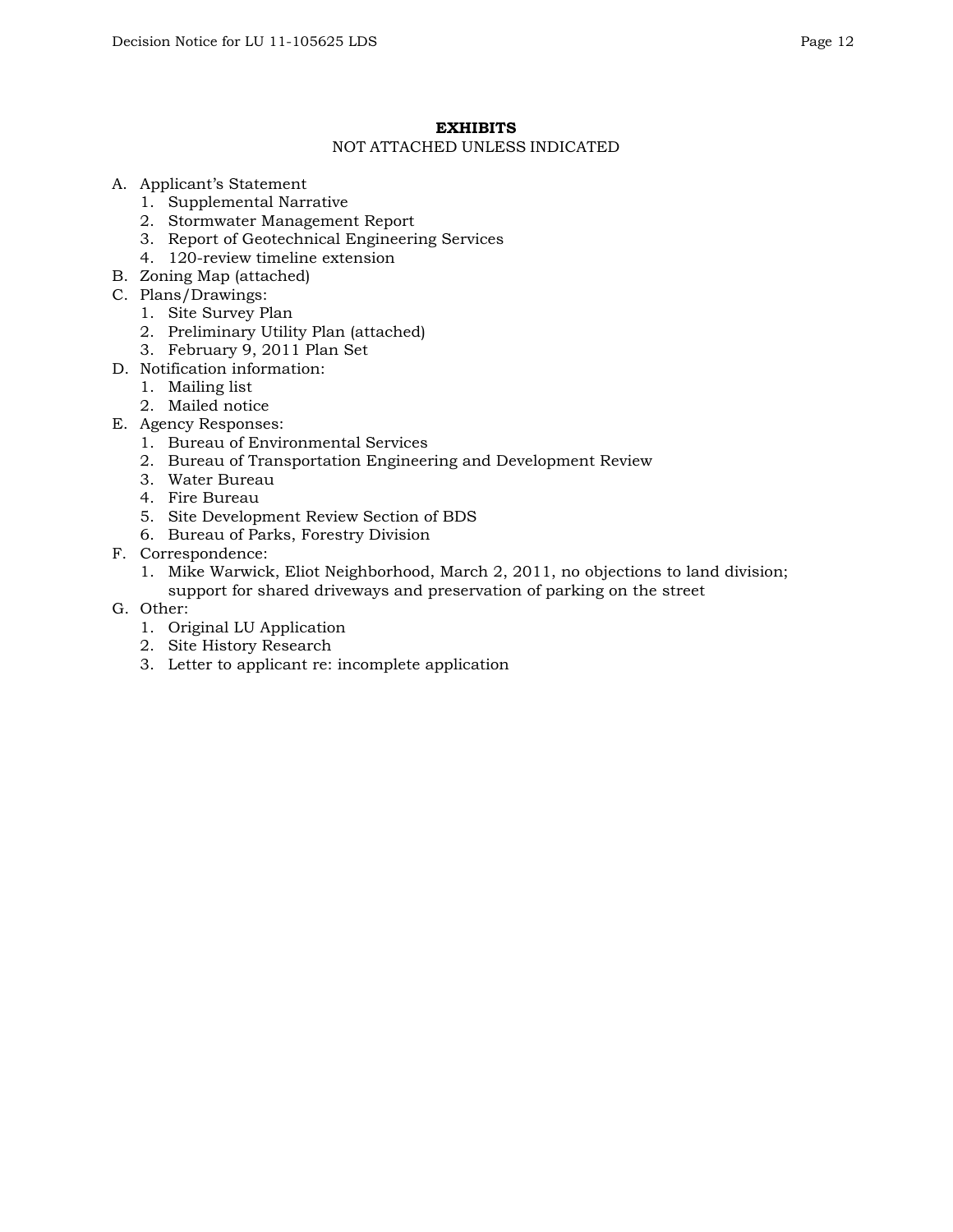## EXHIBITS

NOT ATTACHED UNLESS INDICATED

A. Applicant's Statement
   1. Supplemental Narrative
   2. Stormwater Management Report
   3. Report of Geotechnical Engineering Services
   4. 120-review timeline extension
B. Zoning Map (attached)
C. Plans/Drawings:
   1. Site Survey Plan
   2. Preliminary Utility Plan (attached)
   3. February 9, 2011 Plan Set
D. Notification information:
   1. Mailing list
   2. Mailed notice
E. Agency Responses:
   1. Bureau of Environmental Services
   2. Bureau of Transportation Engineering and Development Review
   3. Water Bureau
   4. Fire Bureau
   5. Site Development Review Section of BDS
   6. Bureau of Parks, Forestry Division
F. Correspondence:
   1. Mike Warwick, Eliot Neighborhood, March 2, 2011, no objections to land division; support for shared driveways and preservation of parking on the street
G. Other:
   1. Original LU Application
   2. Site History Research
   3. Letter to applicant re: incomplete application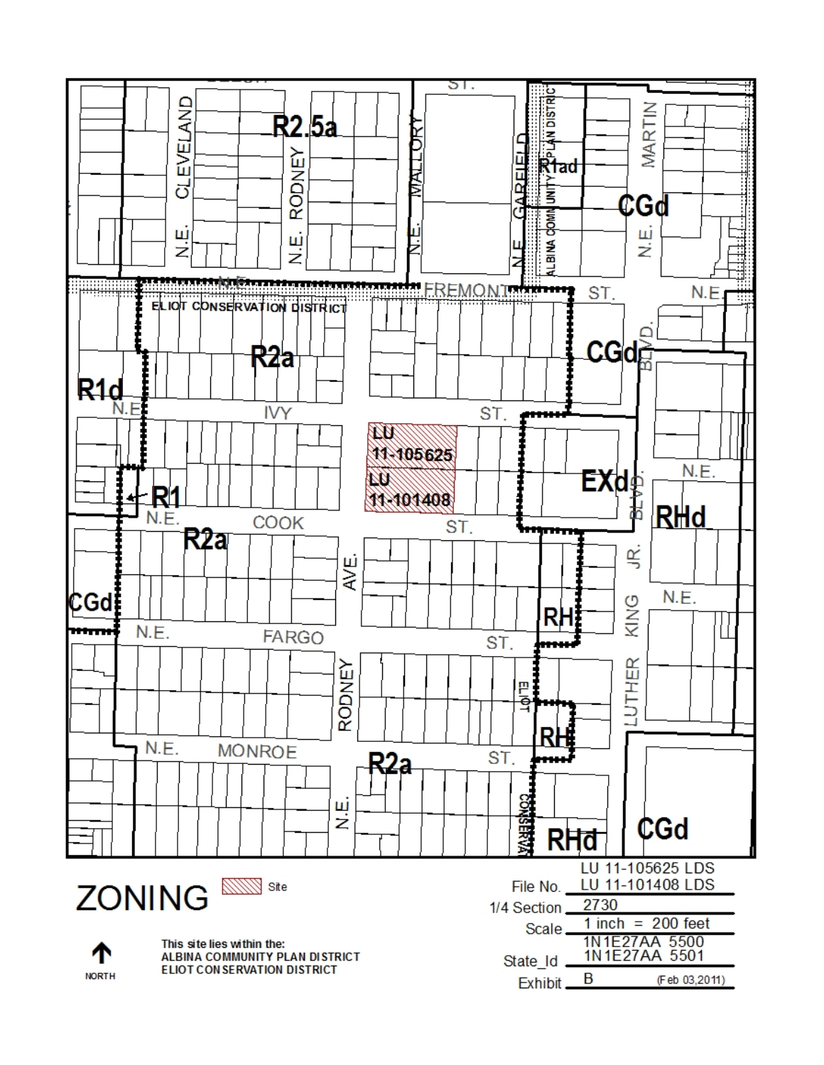# ZONING

Site

This site lies within the:
ALBINA COMMUNITY PLAN DISTRICT
ELIOT CONSERVATION DISTRICT

NORTH

File No. LU 11-105625 LDS
LU 11-101408 LDS

1/4 Section 2730

Scale 1 inch = 200 feet

State_Id 1N1E27AA 5500
1N1E27AA 5501

Exhibit B (Feb 03,2011)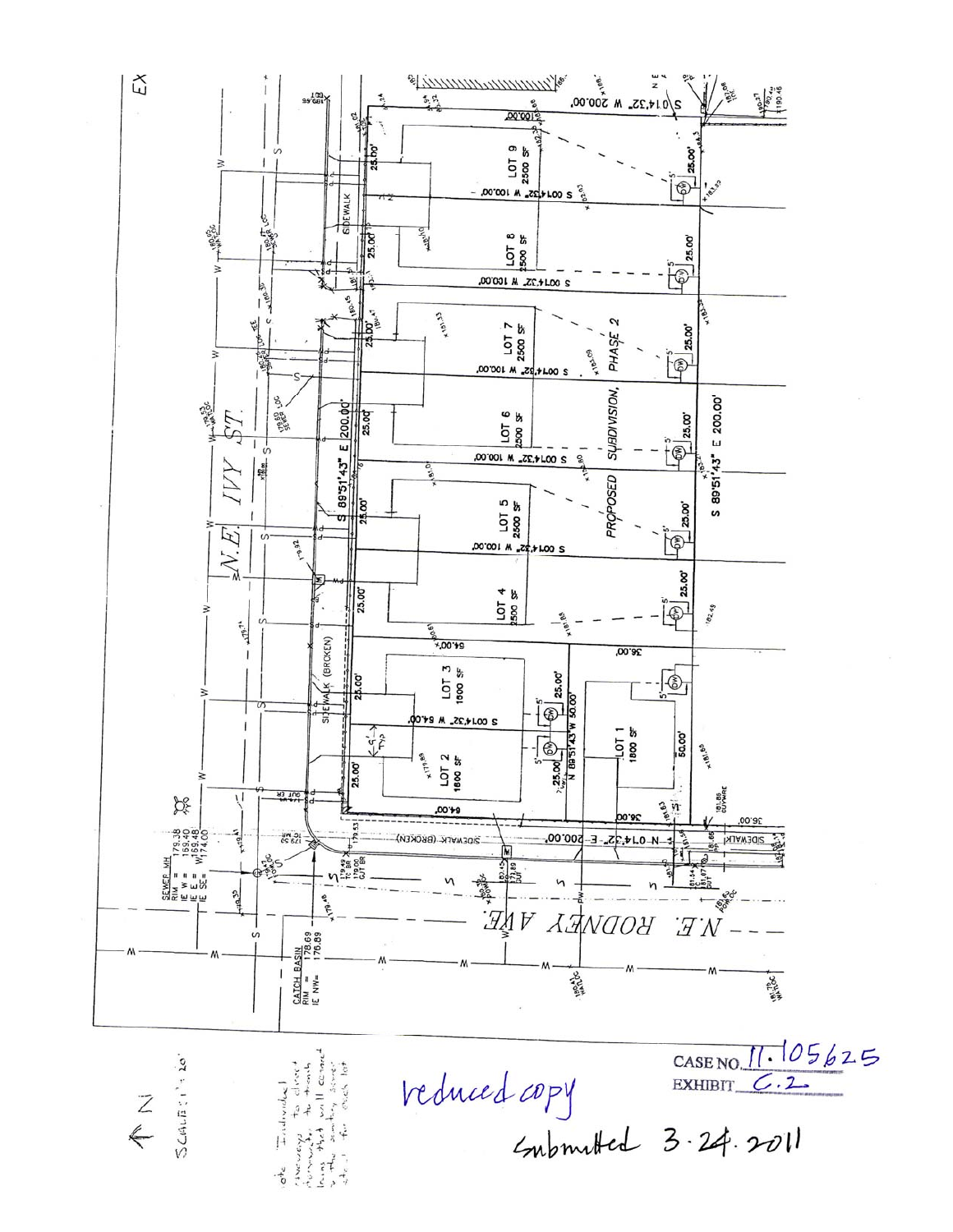N.E. IVY ST.

N.E. RODNEY AVE.

SIDEWALK

SIDEWALK (BROKEN)

SEWER MH
RIM = 179.38
IE W = 169.40
IE W = 169.48
IE SE = 174.00

CATCH BASIN
RIM = 178.69
IE NW = 176.89

S 89°51'43" E 200.00'

S 89°51'43" E 200.00'

S 0°14'32" W 200.00'

N 0°14'32" E 200.00'

LOT 1
1800 SF

LOT 2
1800 SF

LOT 3
1800 SF

LOT 4
2500 SF

LOT 5
2500 SF

LOT 6
2500 SF

LOT 7
2500 SF

LOT 8
2500 SF

LOT 9
2500 SF

PROPOSED SUBDIVISION, PHASE 2

S 0°14'32" W 100.00'

S 0°14'32" W 64.00'

N 89°51'43" W 50.00'

64.00'

36.00'

25.00'

50.00'

100.00'

200.00'

DW

SCALE: 1" = 20'

N

Note: Individual driveways to direct stormwater to trench drains that will connect to the sanitary sewer for each lot.

reduced copy

Submitted 3.24.2011

CASE NO. 11.105625

EXHIBIT C.2